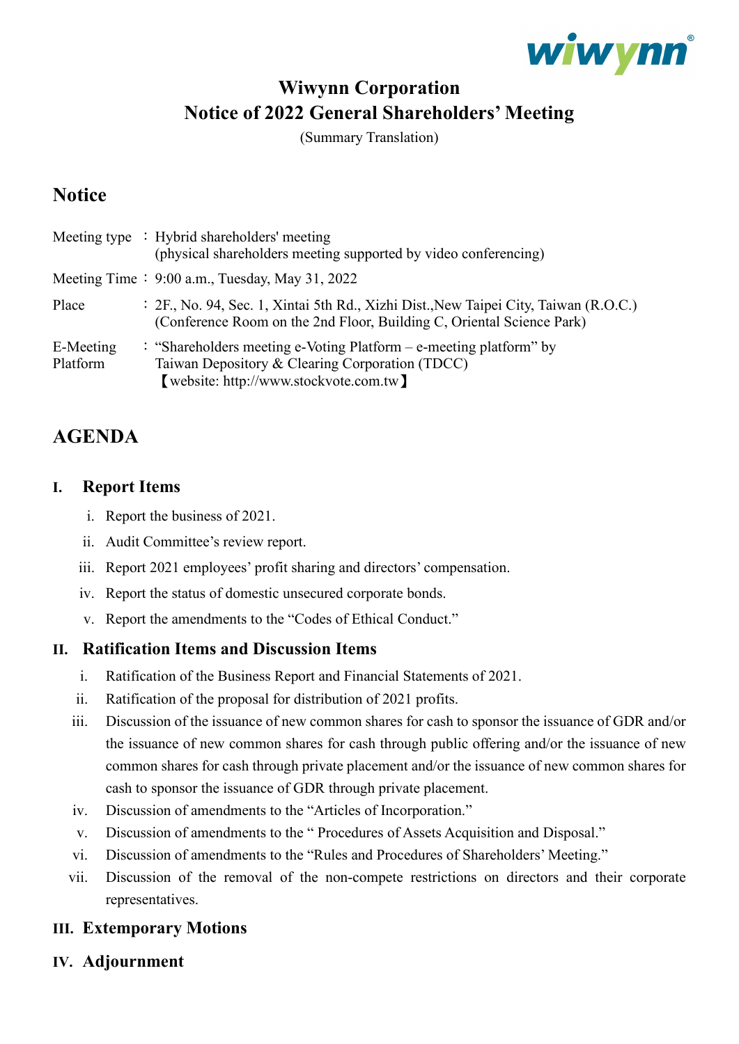# Wiwynn Corporation
# Notice of 2022 General Shareholders' Meeting

(Summary Translation)

## Notice

| | |
|---|---|
| Meeting type | ：Hybrid shareholders' meeting (physical shareholders meeting supported by video conferencing) |
| Meeting Time | ：9:00 a.m., Tuesday, May 31, 2022 |
| Place | ：2F., No. 94, Sec. 1, Xintai 5th Rd., Xizhi Dist.,New Taipei City, Taiwan (R.O.C.) (Conference Room on the 2nd Floor, Building C, Oriental Science Park) |
| E-Meeting Platform | ："Shareholders meeting e-Voting Platform – e-meeting platform" by Taiwan Depository & Clearing Corporation (TDCC) 【website: http://www.stockvote.com.tw】 |

## AGENDA

### I. Report Items

i. Report the business of 2021.
ii. Audit Committee's review report.
iii. Report 2021 employees' profit sharing and directors' compensation.
iv. Report the status of domestic unsecured corporate bonds.
v. Report the amendments to the "Codes of Ethical Conduct."

### II. Ratification Items and Discussion Items

i. Ratification of the Business Report and Financial Statements of 2021.
ii. Ratification of the proposal for distribution of 2021 profits.
iii. Discussion of the issuance of new common shares for cash to sponsor the issuance of GDR and/or the issuance of new common shares for cash through public offering and/or the issuance of new common shares for cash through private placement and/or the issuance of new common shares for cash to sponsor the issuance of GDR through private placement.
iv. Discussion of amendments to the "Articles of Incorporation."
v. Discussion of amendments to the " Procedures of Assets Acquisition and Disposal."
vi. Discussion of amendments to the "Rules and Procedures of Shareholders' Meeting."
vii. Discussion of the removal of the non-compete restrictions on directors and their corporate representatives.

### III. Extemporary Motions

### IV. Adjournment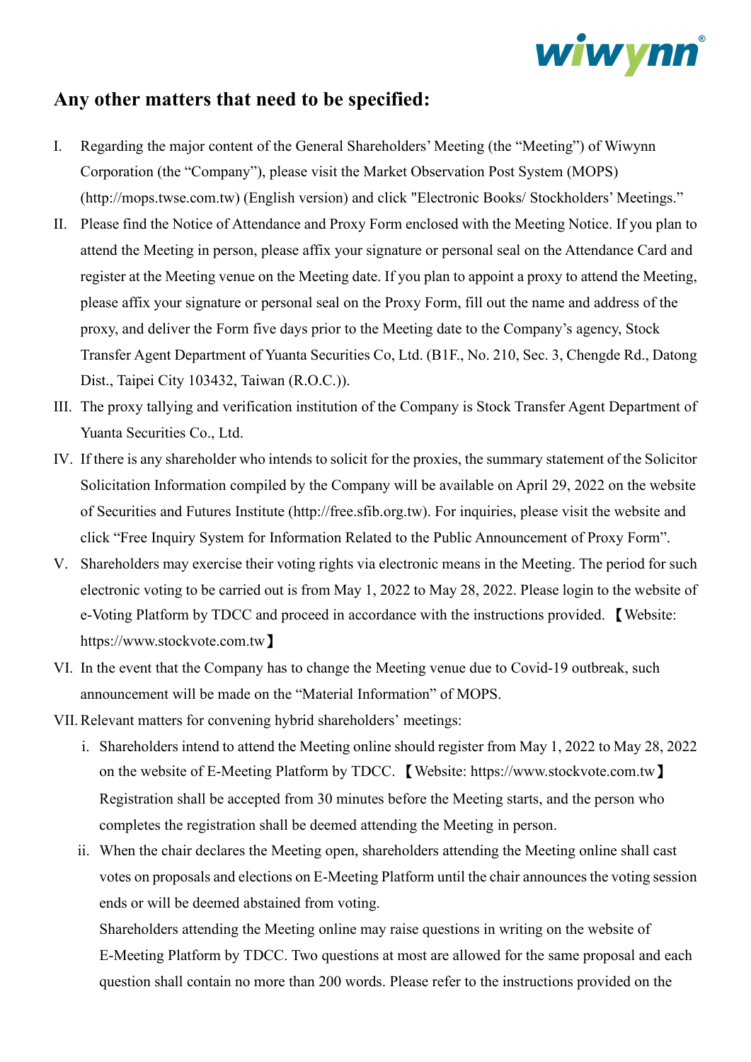## Any other matters that need to be specified:

I. Regarding the major content of the General Shareholders' Meeting (the "Meeting") of Wiwynn Corporation (the "Company"), please visit the Market Observation Post System (MOPS) (http://mops.twse.com.tw) (English version) and click "Electronic Books/ Stockholders' Meetings."

II. Please find the Notice of Attendance and Proxy Form enclosed with the Meeting Notice. If you plan to attend the Meeting in person, please affix your signature or personal seal on the Attendance Card and register at the Meeting venue on the Meeting date. If you plan to appoint a proxy to attend the Meeting, please affix your signature or personal seal on the Proxy Form, fill out the name and address of the proxy, and deliver the Form five days prior to the Meeting date to the Company's agency, Stock Transfer Agent Department of Yuanta Securities Co, Ltd. (B1F., No. 210, Sec. 3, Chengde Rd., Datong Dist., Taipei City 103432, Taiwan (R.O.C.)).

III. The proxy tallying and verification institution of the Company is Stock Transfer Agent Department of Yuanta Securities Co., Ltd.

IV. If there is any shareholder who intends to solicit for the proxies, the summary statement of the Solicitor Solicitation Information compiled by the Company will be available on April 29, 2022 on the website of Securities and Futures Institute (http://free.sfib.org.tw). For inquiries, please visit the website and click "Free Inquiry System for Information Related to the Public Announcement of Proxy Form".

V. Shareholders may exercise their voting rights via electronic means in the Meeting. The period for such electronic voting to be carried out is from May 1, 2022 to May 28, 2022. Please login to the website of e-Voting Platform by TDCC and proceed in accordance with the instructions provided. 【Website: https://www.stockvote.com.tw】

VI. In the event that the Company has to change the Meeting venue due to Covid-19 outbreak, such announcement will be made on the "Material Information" of MOPS.

VII. Relevant matters for convening hybrid shareholders' meetings:

i. Shareholders intend to attend the Meeting online should register from May 1, 2022 to May 28, 2022 on the website of E-Meeting Platform by TDCC. 【Website: https://www.stockvote.com.tw】 Registration shall be accepted from 30 minutes before the Meeting starts, and the person who completes the registration shall be deemed attending the Meeting in person.

ii. When the chair declares the Meeting open, shareholders attending the Meeting online shall cast votes on proposals and elections on E-Meeting Platform until the chair announces the voting session ends or will be deemed abstained from voting.

Shareholders attending the Meeting online may raise questions in writing on the website of E-Meeting Platform by TDCC. Two questions at most are allowed for the same proposal and each question shall contain no more than 200 words. Please refer to the instructions provided on the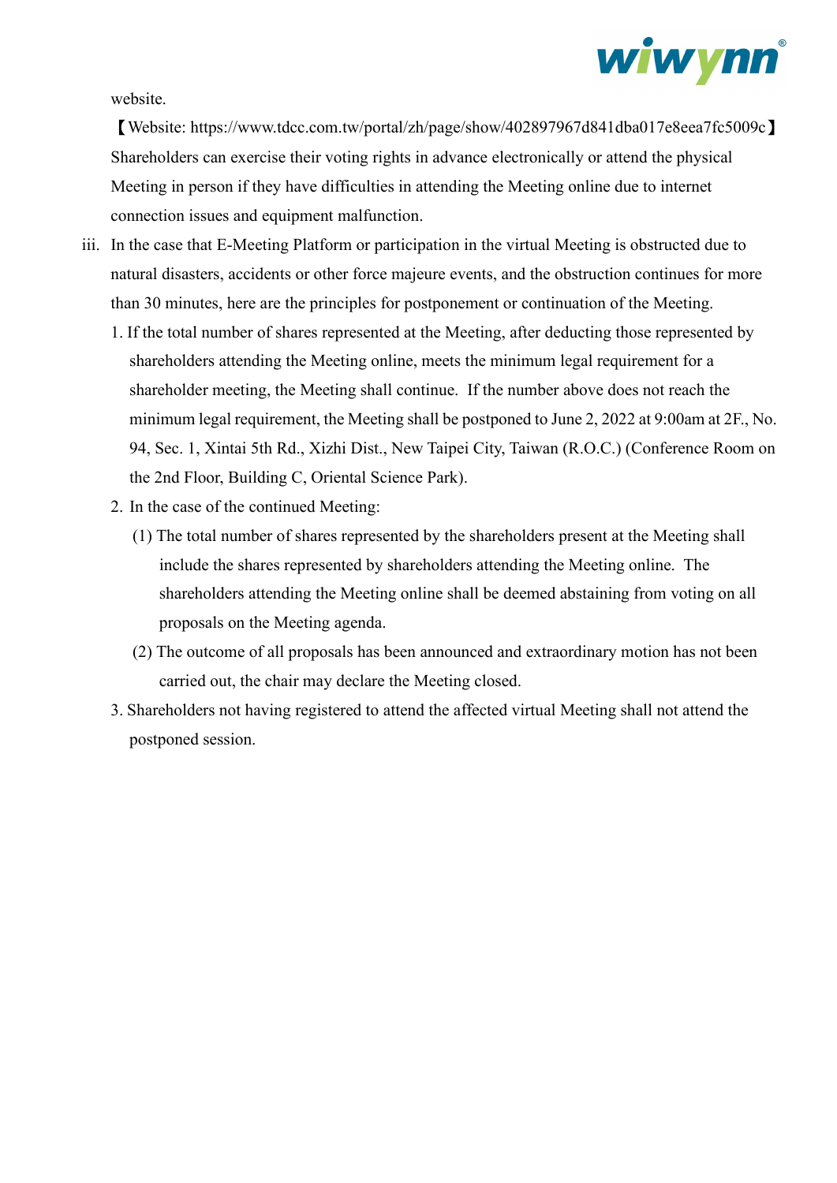website.

【Website: https://www.tdcc.com.tw/portal/zh/page/show/402897967d841dba017e8eea7fc5009c】Shareholders can exercise their voting rights in advance electronically or attend the physical Meeting in person if they have difficulties in attending the Meeting online due to internet connection issues and equipment malfunction.

iii. In the case that E-Meeting Platform or participation in the virtual Meeting is obstructed due to natural disasters, accidents or other force majeure events, and the obstruction continues for more than 30 minutes, here are the principles for postponement or continuation of the Meeting.

1. If the total number of shares represented at the Meeting, after deducting those represented by shareholders attending the Meeting online, meets the minimum legal requirement for a shareholder meeting, the Meeting shall continue. If the number above does not reach the minimum legal requirement, the Meeting shall be postponed to June 2, 2022 at 9:00am at 2F., No. 94, Sec. 1, Xintai 5th Rd., Xizhi Dist., New Taipei City, Taiwan (R.O.C.) (Conference Room on the 2nd Floor, Building C, Oriental Science Park).

2. In the case of the continued Meeting:

   (1) The total number of shares represented by the shareholders present at the Meeting shall include the shares represented by shareholders attending the Meeting online. The shareholders attending the Meeting online shall be deemed abstaining from voting on all proposals on the Meeting agenda.

   (2) The outcome of all proposals has been announced and extraordinary motion has not been carried out, the chair may declare the Meeting closed.

3. Shareholders not having registered to attend the affected virtual Meeting shall not attend the postponed session.